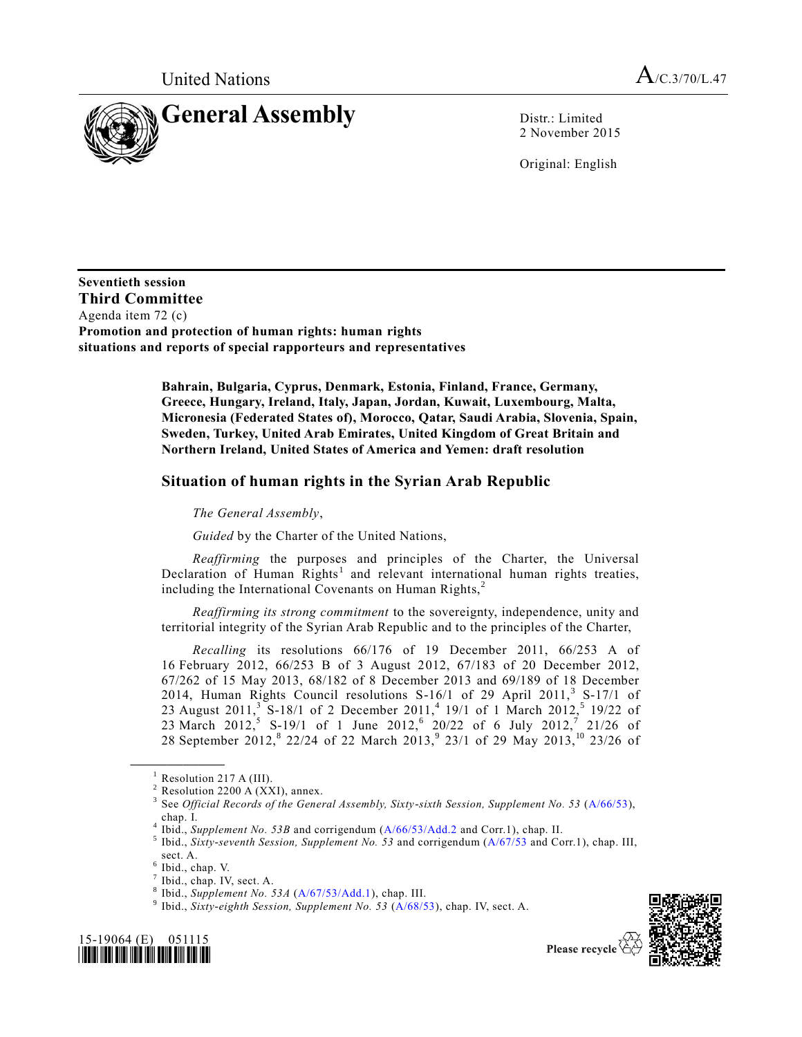United Nations

A/C.3/70/L.47

# General Assembly

Distr.: Limited
2 November 2015

Original: English

**Seventieth session**
**Third Committee**
Agenda item 72 (c)
**Promotion and protection of human rights: human rights situations and reports of special rapporteurs and representatives**

**Bahrain, Bulgaria, Cyprus, Denmark, Estonia, Finland, France, Germany, Greece, Hungary, Ireland, Italy, Japan, Jordan, Kuwait, Luxembourg, Malta, Micronesia (Federated States of), Morocco, Qatar, Saudi Arabia, Slovenia, Spain, Sweden, Turkey, United Arab Emirates, United Kingdom of Great Britain and Northern Ireland, United States of America and Yemen: draft resolution**

## Situation of human rights in the Syrian Arab Republic

*The General Assembly*,

*Guided* by the Charter of the United Nations,

*Reaffirming* the purposes and principles of the Charter, the Universal Declaration of Human Rights[1] and relevant international human rights treaties, including the International Covenants on Human Rights,[2]

*Reaffirming its strong commitment* to the sovereignty, independence, unity and territorial integrity of the Syrian Arab Republic and to the principles of the Charter,

*Recalling* its resolutions 66/176 of 19 December 2011, 66/253 A of 16 February 2012, 66/253 B of 3 August 2012, 67/183 of 20 December 2012, 67/262 of 15 May 2013, 68/182 of 8 December 2013 and 69/189 of 18 December 2014, Human Rights Council resolutions S-16/1 of 29 April 2011,[3] S-17/1 of 23 August 2011,[3] S-18/1 of 2 December 2011,[4] 19/1 of 1 March 2012,[5] 19/22 of 23 March 2012,[5] S-19/1 of 1 June 2012,[6] 20/22 of 6 July 2012,[7] 21/26 of 28 September 2012,[8] 22/24 of 22 March 2013,[9] 23/1 of 29 May 2013,[10] 23/26 of

---

[1] Resolution 217 A (III).

[2] Resolution 2200 A (XXI), annex.

[3] See *Official Records of the General Assembly, Sixty-sixth Session, Supplement No. 53* (A/66/53), chap. I.

[4] Ibid., *Supplement No. 53B* and corrigendum (A/66/53/Add.2 and Corr.1), chap. II.

[5] Ibid., *Sixty-seventh Session, Supplement No. 53* and corrigendum (A/67/53 and Corr.1), chap. III, sect. A.

[6] Ibid., chap. V.

[7] Ibid., chap. IV, sect. A.

[8] Ibid., *Supplement No. 53A* (A/67/53/Add.1), chap. III.

[9] Ibid., *Sixty-eighth Session, Supplement No. 53* (A/68/53), chap. IV, sect. A.

15-19064 (E) 051115

Please recycle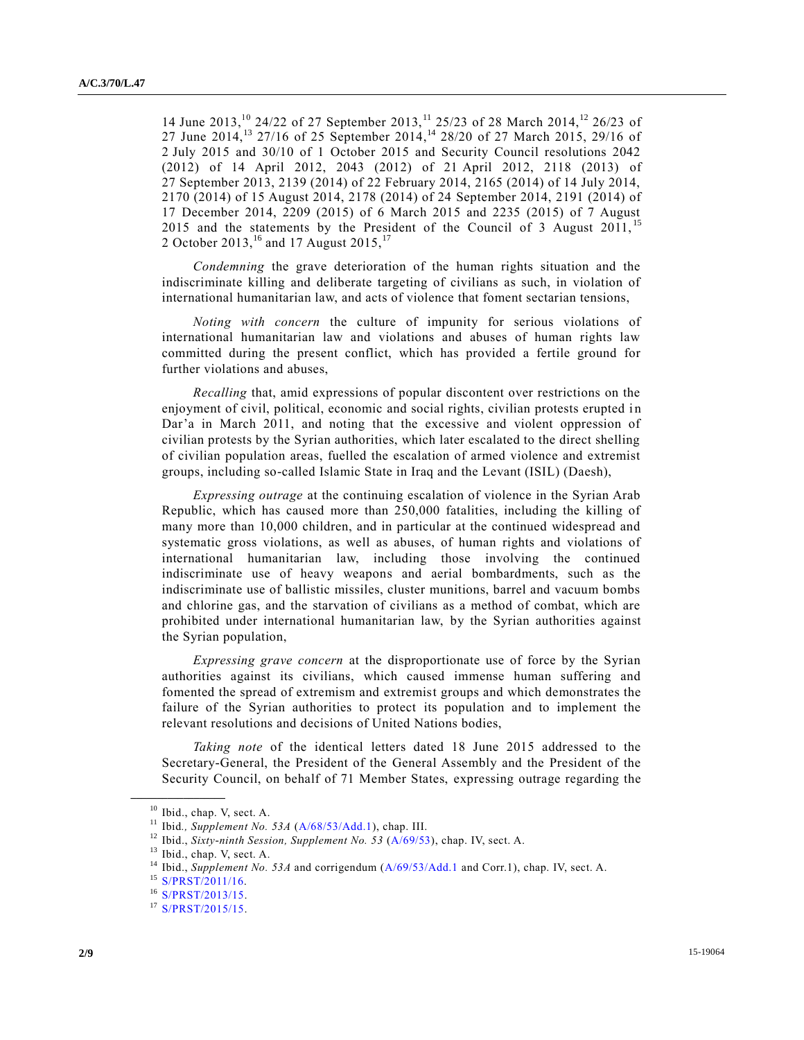14 June 2013,[10] 24/22 of 27 September 2013,[11] 25/23 of 28 March 2014,[12] 26/23 of 27 June 2014,[13] 27/16 of 25 September 2014,[14] 28/20 of 27 March 2015, 29/16 of 2 July 2015 and 30/10 of 1 October 2015 and Security Council resolutions 2042 (2012) of 14 April 2012, 2043 (2012) of 21 April 2012, 2118 (2013) of 27 September 2013, 2139 (2014) of 22 February 2014, 2165 (2014) of 14 July 2014, 2170 (2014) of 15 August 2014, 2178 (2014) of 24 September 2014, 2191 (2014) of 17 December 2014, 2209 (2015) of 6 March 2015 and 2235 (2015) of 7 August 2015 and the statements by the President of the Council of 3 August 2011,[15] 2 October 2013,[16] and 17 August 2015,[17]

*Condemning* the grave deterioration of the human rights situation and the indiscriminate killing and deliberate targeting of civilians as such, in violation of international humanitarian law, and acts of violence that foment sectarian tensions,

*Noting with concern* the culture of impunity for serious violations of international humanitarian law and violations and abuses of human rights law committed during the present conflict, which has provided a fertile ground for further violations and abuses,

*Recalling* that, amid expressions of popular discontent over restrictions on the enjoyment of civil, political, economic and social rights, civilian protests erupted in Dar'a in March 2011, and noting that the excessive and violent oppression of civilian protests by the Syrian authorities, which later escalated to the direct shelling of civilian population areas, fuelled the escalation of armed violence and extremist groups, including so-called Islamic State in Iraq and the Levant (ISIL) (Daesh),

*Expressing outrage* at the continuing escalation of violence in the Syrian Arab Republic, which has caused more than 250,000 fatalities, including the killing of many more than 10,000 children, and in particular at the continued widespread and systematic gross violations, as well as abuses, of human rights and violations of international humanitarian law, including those involving the continued indiscriminate use of heavy weapons and aerial bombardments, such as the indiscriminate use of ballistic missiles, cluster munitions, barrel and vacuum bombs and chlorine gas, and the starvation of civilians as a method of combat, which are prohibited under international humanitarian law, by the Syrian authorities against the Syrian population,

*Expressing grave concern* at the disproportionate use of force by the Syrian authorities against its civilians, which caused immense human suffering and fomented the spread of extremism and extremist groups and which demonstrates the failure of the Syrian authorities to protect its population and to implement the relevant resolutions and decisions of United Nations bodies,

*Taking note* of the identical letters dated 18 June 2015 addressed to the Secretary-General, the President of the General Assembly and the President of the Security Council, on behalf of 71 Member States, expressing outrage regarding the

---

[10] Ibid., chap. V, sect. A.

[11] Ibid., *Supplement No. 53A* (A/68/53/Add.1), chap. III.

[12] Ibid., *Sixty-ninth Session, Supplement No. 53* (A/69/53), chap. IV, sect. A.

[13] Ibid., chap. V, sect. A.

[14] Ibid., *Supplement No. 53A* and corrigendum (A/69/53/Add.1 and Corr.1), chap. IV, sect. A.

[15] S/PRST/2011/16.

[16] S/PRST/2013/15.

[17] S/PRST/2015/15.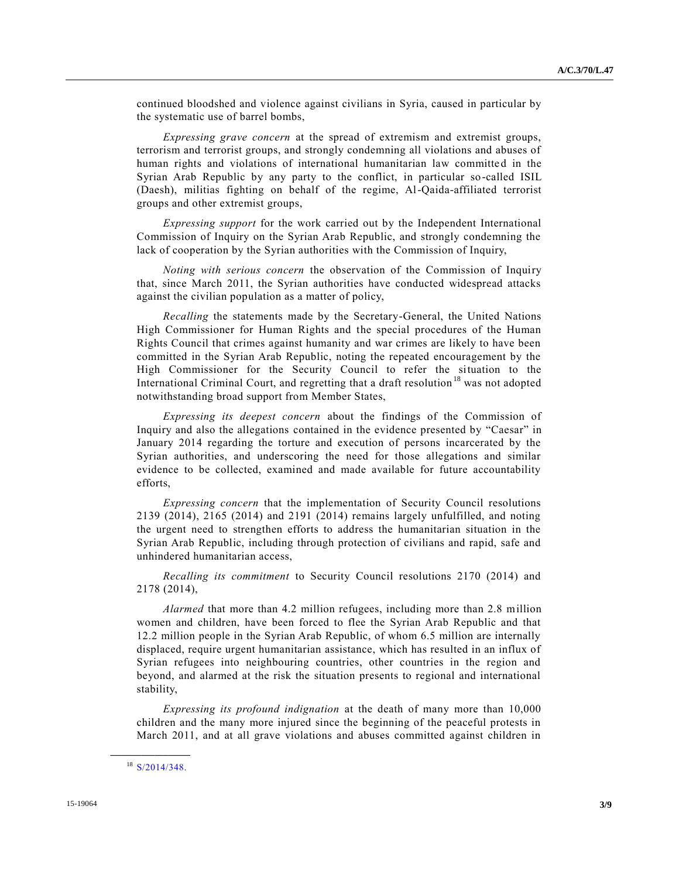continued bloodshed and violence against civilians in Syria, caused in particular by the systematic use of barrel bombs,

*Expressing grave concern* at the spread of extremism and extremist groups, terrorism and terrorist groups, and strongly condemning all violations and abuses of human rights and violations of international humanitarian law committed in the Syrian Arab Republic by any party to the conflict, in particular so-called ISIL (Daesh), militias fighting on behalf of the regime, Al-Qaida-affiliated terrorist groups and other extremist groups,

*Expressing support* for the work carried out by the Independent International Commission of Inquiry on the Syrian Arab Republic, and strongly condemning the lack of cooperation by the Syrian authorities with the Commission of Inquiry,

*Noting with serious concern* the observation of the Commission of Inquiry that, since March 2011, the Syrian authorities have conducted widespread attacks against the civilian population as a matter of policy,

*Recalling* the statements made by the Secretary-General, the United Nations High Commissioner for Human Rights and the special procedures of the Human Rights Council that crimes against humanity and war crimes are likely to have been committed in the Syrian Arab Republic, noting the repeated encouragement by the High Commissioner for the Security Council to refer the situation to the International Criminal Court, and regretting that a draft resolution[18] was not adopted notwithstanding broad support from Member States,

*Expressing its deepest concern* about the findings of the Commission of Inquiry and also the allegations contained in the evidence presented by "Caesar" in January 2014 regarding the torture and execution of persons incarcerated by the Syrian authorities, and underscoring the need for those allegations and similar evidence to be collected, examined and made available for future accountability efforts,

*Expressing concern* that the implementation of Security Council resolutions 2139 (2014), 2165 (2014) and 2191 (2014) remains largely unfulfilled, and noting the urgent need to strengthen efforts to address the humanitarian situation in the Syrian Arab Republic, including through protection of civilians and rapid, safe and unhindered humanitarian access,

*Recalling its commitment* to Security Council resolutions 2170 (2014) and 2178 (2014),

*Alarmed* that more than 4.2 million refugees, including more than 2.8 million women and children, have been forced to flee the Syrian Arab Republic and that 12.2 million people in the Syrian Arab Republic, of whom 6.5 million are internally displaced, require urgent humanitarian assistance, which has resulted in an influx of Syrian refugees into neighbouring countries, other countries in the region and beyond, and alarmed at the risk the situation presents to regional and international stability,

*Expressing its profound indignation* at the death of many more than 10,000 children and the many more injured since the beginning of the peaceful protests in March 2011, and at all grave violations and abuses committed against children in

---

[18] S/2014/348.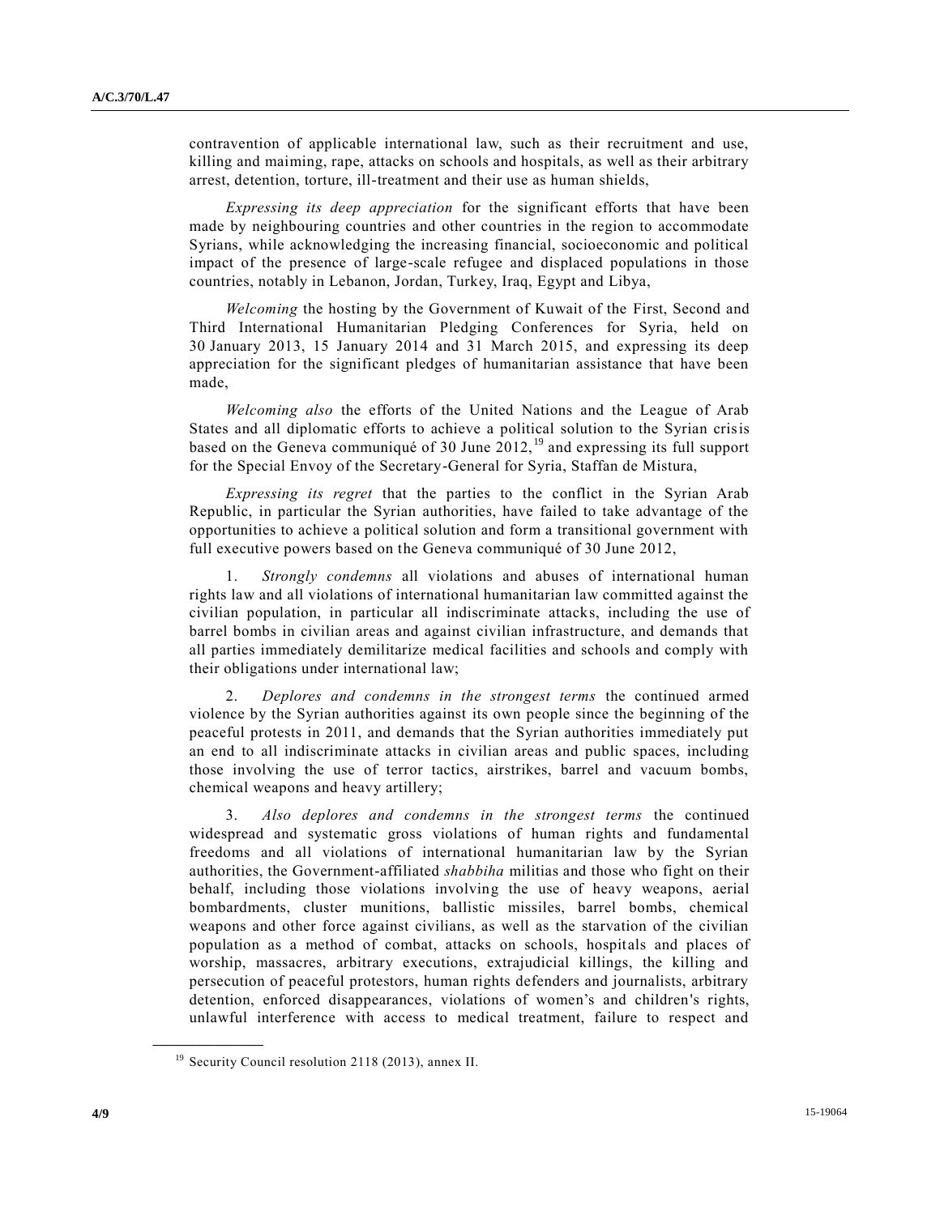contravention of applicable international law, such as their recruitment and use, killing and maiming, rape, attacks on schools and hospitals, as well as their arbitrary arrest, detention, torture, ill-treatment and their use as human shields,

*Expressing its deep appreciation* for the significant efforts that have been made by neighbouring countries and other countries in the region to accommodate Syrians, while acknowledging the increasing financial, socioeconomic and political impact of the presence of large-scale refugee and displaced populations in those countries, notably in Lebanon, Jordan, Turkey, Iraq, Egypt and Libya,

*Welcoming* the hosting by the Government of Kuwait of the First, Second and Third International Humanitarian Pledging Conferences for Syria, held on 30 January 2013, 15 January 2014 and 31 March 2015, and expressing its deep appreciation for the significant pledges of humanitarian assistance that have been made,

*Welcoming also* the efforts of the United Nations and the League of Arab States and all diplomatic efforts to achieve a political solution to the Syrian crisis based on the Geneva communiqué of 30 June 2012,[19] and expressing its full support for the Special Envoy of the Secretary-General for Syria, Staffan de Mistura,

*Expressing its regret* that the parties to the conflict in the Syrian Arab Republic, in particular the Syrian authorities, have failed to take advantage of the opportunities to achieve a political solution and form a transitional government with full executive powers based on the Geneva communiqué of 30 June 2012,

1. *Strongly condemns* all violations and abuses of international human rights law and all violations of international humanitarian law committed against the civilian population, in particular all indiscriminate attacks, including the use of barrel bombs in civilian areas and against civilian infrastructure, and demands that all parties immediately demilitarize medical facilities and schools and comply with their obligations under international law;

2. *Deplores and condemns in the strongest terms* the continued armed violence by the Syrian authorities against its own people since the beginning of the peaceful protests in 2011, and demands that the Syrian authorities immediately put an end to all indiscriminate attacks in civilian areas and public spaces, including those involving the use of terror tactics, airstrikes, barrel and vacuum bombs, chemical weapons and heavy artillery;

3. *Also deplores and condemns in the strongest terms* the continued widespread and systematic gross violations of human rights and fundamental freedoms and all violations of international humanitarian law by the Syrian authorities, the Government-affiliated *shabbiha* militias and those who fight on their behalf, including those violations involving the use of heavy weapons, aerial bombardments, cluster munitions, ballistic missiles, barrel bombs, chemical weapons and other force against civilians, as well as the starvation of the civilian population as a method of combat, attacks on schools, hospitals and places of worship, massacres, arbitrary executions, extrajudicial killings, the killing and persecution of peaceful protestors, human rights defenders and journalists, arbitrary detention, enforced disappearances, violations of women's and children's rights, unlawful interference with access to medical treatment, failure to respect and

[19] Security Council resolution 2118 (2013), annex II.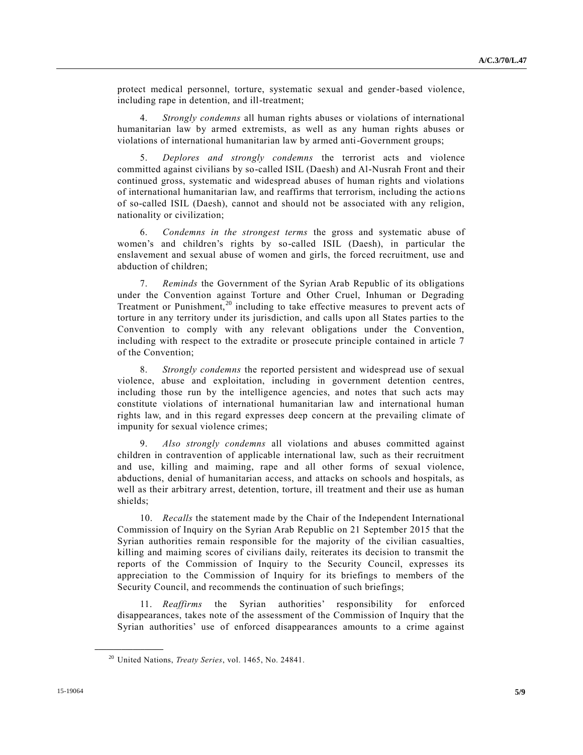protect medical personnel, torture, systematic sexual and gender-based violence, including rape in detention, and ill-treatment;

4. *Strongly condemns* all human rights abuses or violations of international humanitarian law by armed extremists, as well as any human rights abuses or violations of international humanitarian law by armed anti-Government groups;

5. *Deplores and strongly condemns* the terrorist acts and violence committed against civilians by so-called ISIL (Daesh) and Al-Nusrah Front and their continued gross, systematic and widespread abuses of human rights and violations of international humanitarian law, and reaffirms that terrorism, including the actions of so-called ISIL (Daesh), cannot and should not be associated with any religion, nationality or civilization;

6. *Condemns in the strongest terms* the gross and systematic abuse of women's and children's rights by so-called ISIL (Daesh), in particular the enslavement and sexual abuse of women and girls, the forced recruitment, use and abduction of children;

7. *Reminds* the Government of the Syrian Arab Republic of its obligations under the Convention against Torture and Other Cruel, Inhuman or Degrading Treatment or Punishment,[20] including to take effective measures to prevent acts of torture in any territory under its jurisdiction, and calls upon all States parties to the Convention to comply with any relevant obligations under the Convention, including with respect to the extradite or prosecute principle contained in article 7 of the Convention;

8. *Strongly condemns* the reported persistent and widespread use of sexual violence, abuse and exploitation, including in government detention centres, including those run by the intelligence agencies, and notes that such acts may constitute violations of international humanitarian law and international human rights law, and in this regard expresses deep concern at the prevailing climate of impunity for sexual violence crimes;

9. *Also strongly condemns* all violations and abuses committed against children in contravention of applicable international law, such as their recruitment and use, killing and maiming, rape and all other forms of sexual violence, abductions, denial of humanitarian access, and attacks on schools and hospitals, as well as their arbitrary arrest, detention, torture, ill treatment and their use as human shields;

10. *Recalls* the statement made by the Chair of the Independent International Commission of Inquiry on the Syrian Arab Republic on 21 September 2015 that the Syrian authorities remain responsible for the majority of the civilian casualties, killing and maiming scores of civilians daily, reiterates its decision to transmit the reports of the Commission of Inquiry to the Security Council, expresses its appreciation to the Commission of Inquiry for its briefings to members of the Security Council, and recommends the continuation of such briefings;

11. *Reaffirms* the Syrian authorities' responsibility for enforced disappearances, takes note of the assessment of the Commission of Inquiry that the Syrian authorities' use of enforced disappearances amounts to a crime against

---

[20] United Nations, *Treaty Series*, vol. 1465, No. 24841.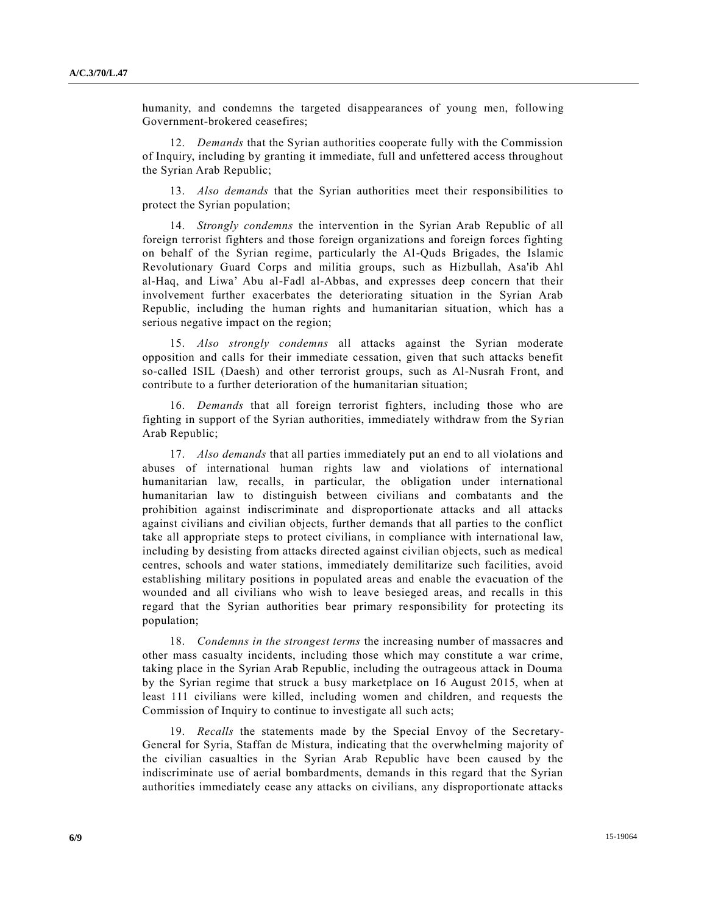humanity, and condemns the targeted disappearances of young men, following Government-brokered ceasefires;

12. *Demands* that the Syrian authorities cooperate fully with the Commission of Inquiry, including by granting it immediate, full and unfettered access throughout the Syrian Arab Republic;

13. *Also demands* that the Syrian authorities meet their responsibilities to protect the Syrian population;

14. *Strongly condemns* the intervention in the Syrian Arab Republic of all foreign terrorist fighters and those foreign organizations and foreign forces fighting on behalf of the Syrian regime, particularly the Al-Quds Brigades, the Islamic Revolutionary Guard Corps and militia groups, such as Hizbullah, Asa'ib Ahl al-Haq, and Liwa' Abu al-Fadl al-Abbas, and expresses deep concern that their involvement further exacerbates the deteriorating situation in the Syrian Arab Republic, including the human rights and humanitarian situation, which has a serious negative impact on the region;

15. *Also strongly condemns* all attacks against the Syrian moderate opposition and calls for their immediate cessation, given that such attacks benefit so-called ISIL (Daesh) and other terrorist groups, such as Al-Nusrah Front, and contribute to a further deterioration of the humanitarian situation;

16. *Demands* that all foreign terrorist fighters, including those who are fighting in support of the Syrian authorities, immediately withdraw from the Syrian Arab Republic;

17. *Also demands* that all parties immediately put an end to all violations and abuses of international human rights law and violations of international humanitarian law, recalls, in particular, the obligation under international humanitarian law to distinguish between civilians and combatants and the prohibition against indiscriminate and disproportionate attacks and all attacks against civilians and civilian objects, further demands that all parties to the conflict take all appropriate steps to protect civilians, in compliance with international law, including by desisting from attacks directed against civilian objects, such as medical centres, schools and water stations, immediately demilitarize such facilities, avoid establishing military positions in populated areas and enable the evacuation of the wounded and all civilians who wish to leave besieged areas, and recalls in this regard that the Syrian authorities bear primary responsibility for protecting its population;

18. *Condemns in the strongest terms* the increasing number of massacres and other mass casualty incidents, including those which may constitute a war crime, taking place in the Syrian Arab Republic, including the outrageous attack in Douma by the Syrian regime that struck a busy marketplace on 16 August 2015, when at least 111 civilians were killed, including women and children, and requests the Commission of Inquiry to continue to investigate all such acts;

19. *Recalls* the statements made by the Special Envoy of the Secretary-General for Syria, Staffan de Mistura, indicating that the overwhelming majority of the civilian casualties in the Syrian Arab Republic have been caused by the indiscriminate use of aerial bombardments, demands in this regard that the Syrian authorities immediately cease any attacks on civilians, any disproportionate attacks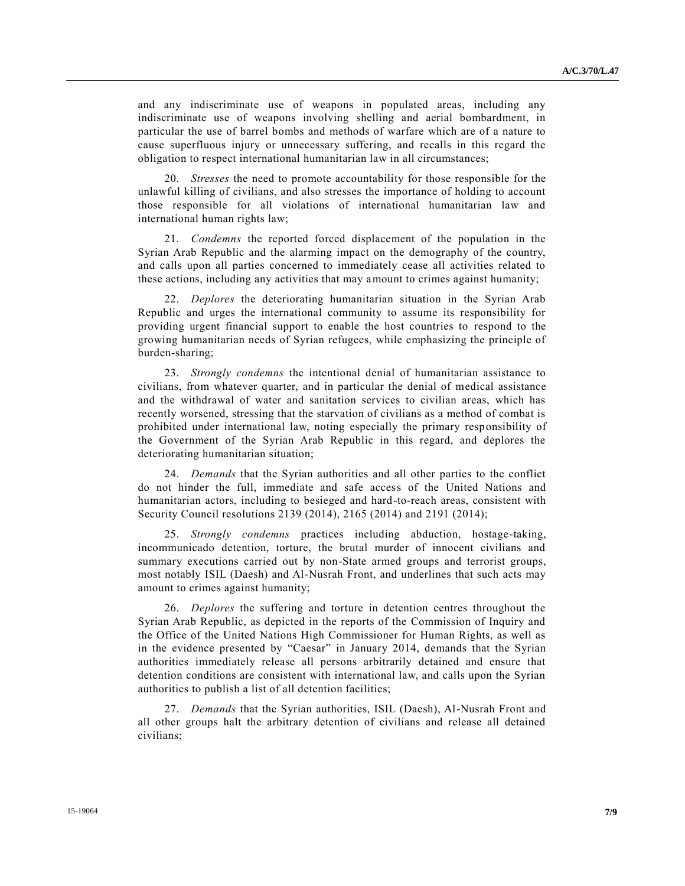and any indiscriminate use of weapons in populated areas, including any indiscriminate use of weapons involving shelling and aerial bombardment, in particular the use of barrel bombs and methods of warfare which are of a nature to cause superfluous injury or unnecessary suffering, and recalls in this regard the obligation to respect international humanitarian law in all circumstances;

20. *Stresses* the need to promote accountability for those responsible for the unlawful killing of civilians, and also stresses the importance of holding to account those responsible for all violations of international humanitarian law and international human rights law;

21. *Condemns* the reported forced displacement of the population in the Syrian Arab Republic and the alarming impact on the demography of the country, and calls upon all parties concerned to immediately cease all activities related to these actions, including any activities that may amount to crimes against humanity;

22. *Deplores* the deteriorating humanitarian situation in the Syrian Arab Republic and urges the international community to assume its responsibility for providing urgent financial support to enable the host countries to respond to the growing humanitarian needs of Syrian refugees, while emphasizing the principle of burden-sharing;

23. *Strongly condemns* the intentional denial of humanitarian assistance to civilians, from whatever quarter, and in particular the denial of medical assistance and the withdrawal of water and sanitation services to civilian areas, which has recently worsened, stressing that the starvation of civilians as a method of combat is prohibited under international law, noting especially the primary responsibility of the Government of the Syrian Arab Republic in this regard, and deplores the deteriorating humanitarian situation;

24. *Demands* that the Syrian authorities and all other parties to the conflict do not hinder the full, immediate and safe access of the United Nations and humanitarian actors, including to besieged and hard-to-reach areas, consistent with Security Council resolutions 2139 (2014), 2165 (2014) and 2191 (2014);

25. *Strongly condemns* practices including abduction, hostage-taking, incommunicado detention, torture, the brutal murder of innocent civilians and summary executions carried out by non-State armed groups and terrorist groups, most notably ISIL (Daesh) and Al-Nusrah Front, and underlines that such acts may amount to crimes against humanity;

26. *Deplores* the suffering and torture in detention centres throughout the Syrian Arab Republic, as depicted in the reports of the Commission of Inquiry and the Office of the United Nations High Commissioner for Human Rights, as well as in the evidence presented by "Caesar" in January 2014, demands that the Syrian authorities immediately release all persons arbitrarily detained and ensure that detention conditions are consistent with international law, and calls upon the Syrian authorities to publish a list of all detention facilities;

27. *Demands* that the Syrian authorities, ISIL (Daesh), Al-Nusrah Front and all other groups halt the arbitrary detention of civilians and release all detained civilians;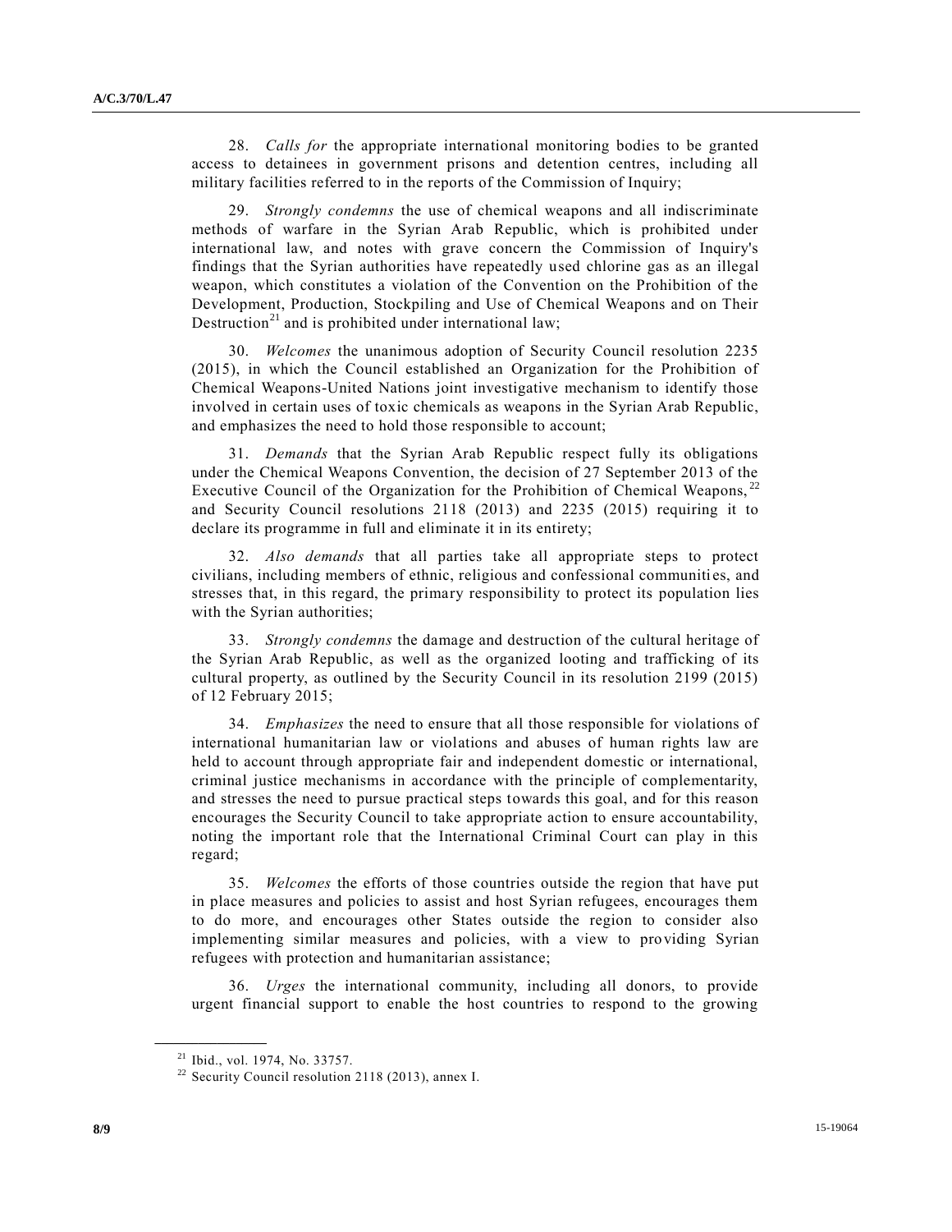28. *Calls for* the appropriate international monitoring bodies to be granted access to detainees in government prisons and detention centres, including all military facilities referred to in the reports of the Commission of Inquiry;

29. *Strongly condemns* the use of chemical weapons and all indiscriminate methods of warfare in the Syrian Arab Republic, which is prohibited under international law, and notes with grave concern the Commission of Inquiry's findings that the Syrian authorities have repeatedly used chlorine gas as an illegal weapon, which constitutes a violation of the Convention on the Prohibition of the Development, Production, Stockpiling and Use of Chemical Weapons and on Their Destruction[21] and is prohibited under international law;

30. *Welcomes* the unanimous adoption of Security Council resolution 2235 (2015), in which the Council established an Organization for the Prohibition of Chemical Weapons-United Nations joint investigative mechanism to identify those involved in certain uses of toxic chemicals as weapons in the Syrian Arab Republic, and emphasizes the need to hold those responsible to account;

31. *Demands* that the Syrian Arab Republic respect fully its obligations under the Chemical Weapons Convention, the decision of 27 September 2013 of the Executive Council of the Organization for the Prohibition of Chemical Weapons,[22] and Security Council resolutions 2118 (2013) and 2235 (2015) requiring it to declare its programme in full and eliminate it in its entirety;

32. *Also demands* that all parties take all appropriate steps to protect civilians, including members of ethnic, religious and confessional communities, and stresses that, in this regard, the primary responsibility to protect its population lies with the Syrian authorities;

33. *Strongly condemns* the damage and destruction of the cultural heritage of the Syrian Arab Republic, as well as the organized looting and trafficking of its cultural property, as outlined by the Security Council in its resolution 2199 (2015) of 12 February 2015;

34. *Emphasizes* the need to ensure that all those responsible for violations of international humanitarian law or violations and abuses of human rights law are held to account through appropriate fair and independent domestic or international, criminal justice mechanisms in accordance with the principle of complementarity, and stresses the need to pursue practical steps towards this goal, and for this reason encourages the Security Council to take appropriate action to ensure accountability, noting the important role that the International Criminal Court can play in this regard;

35. *Welcomes* the efforts of those countries outside the region that have put in place measures and policies to assist and host Syrian refugees, encourages them to do more, and encourages other States outside the region to consider also implementing similar measures and policies, with a view to providing Syrian refugees with protection and humanitarian assistance;

36. *Urges* the international community, including all donors, to provide urgent financial support to enable the host countries to respond to the growing

---

[21] Ibid., vol. 1974, No. 33757.

[22] Security Council resolution 2118 (2013), annex I.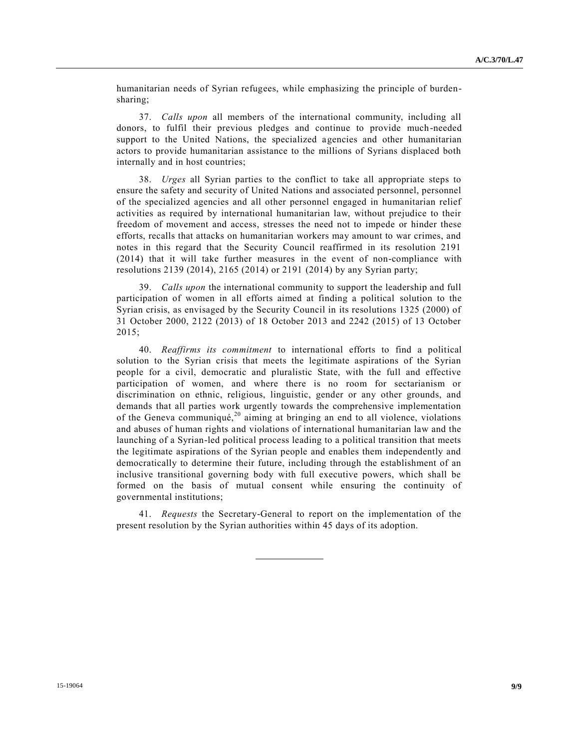humanitarian needs of Syrian refugees, while emphasizing the principle of burden-sharing;

37. *Calls upon* all members of the international community, including all donors, to fulfil their previous pledges and continue to provide much-needed support to the United Nations, the specialized agencies and other humanitarian actors to provide humanitarian assistance to the millions of Syrians displaced both internally and in host countries;

38. *Urges* all Syrian parties to the conflict to take all appropriate steps to ensure the safety and security of United Nations and associated personnel, personnel of the specialized agencies and all other personnel engaged in humanitarian relief activities as required by international humanitarian law, without prejudice to their freedom of movement and access, stresses the need not to impede or hinder these efforts, recalls that attacks on humanitarian workers may amount to war crimes, and notes in this regard that the Security Council reaffirmed in its resolution 2191 (2014) that it will take further measures in the event of non-compliance with resolutions 2139 (2014), 2165 (2014) or 2191 (2014) by any Syrian party;

39. *Calls upon* the international community to support the leadership and full participation of women in all efforts aimed at finding a political solution to the Syrian crisis, as envisaged by the Security Council in its resolutions 1325 (2000) of 31 October 2000, 2122 (2013) of 18 October 2013 and 2242 (2015) of 13 October 2015;

40. *Reaffirms its commitment* to international efforts to find a political solution to the Syrian crisis that meets the legitimate aspirations of the Syrian people for a civil, democratic and pluralistic State, with the full and effective participation of women, and where there is no room for sectarianism or discrimination on ethnic, religious, linguistic, gender or any other grounds, and demands that all parties work urgently towards the comprehensive implementation of the Geneva communiqué,[20] aiming at bringing an end to all violence, violations and abuses of human rights and violations of international humanitarian law and the launching of a Syrian-led political process leading to a political transition that meets the legitimate aspirations of the Syrian people and enables them independently and democratically to determine their future, including through the establishment of an inclusive transitional governing body with full executive powers, which shall be formed on the basis of mutual consent while ensuring the continuity of governmental institutions;

41. *Requests* the Secretary-General to report on the implementation of the present resolution by the Syrian authorities within 45 days of its adoption.